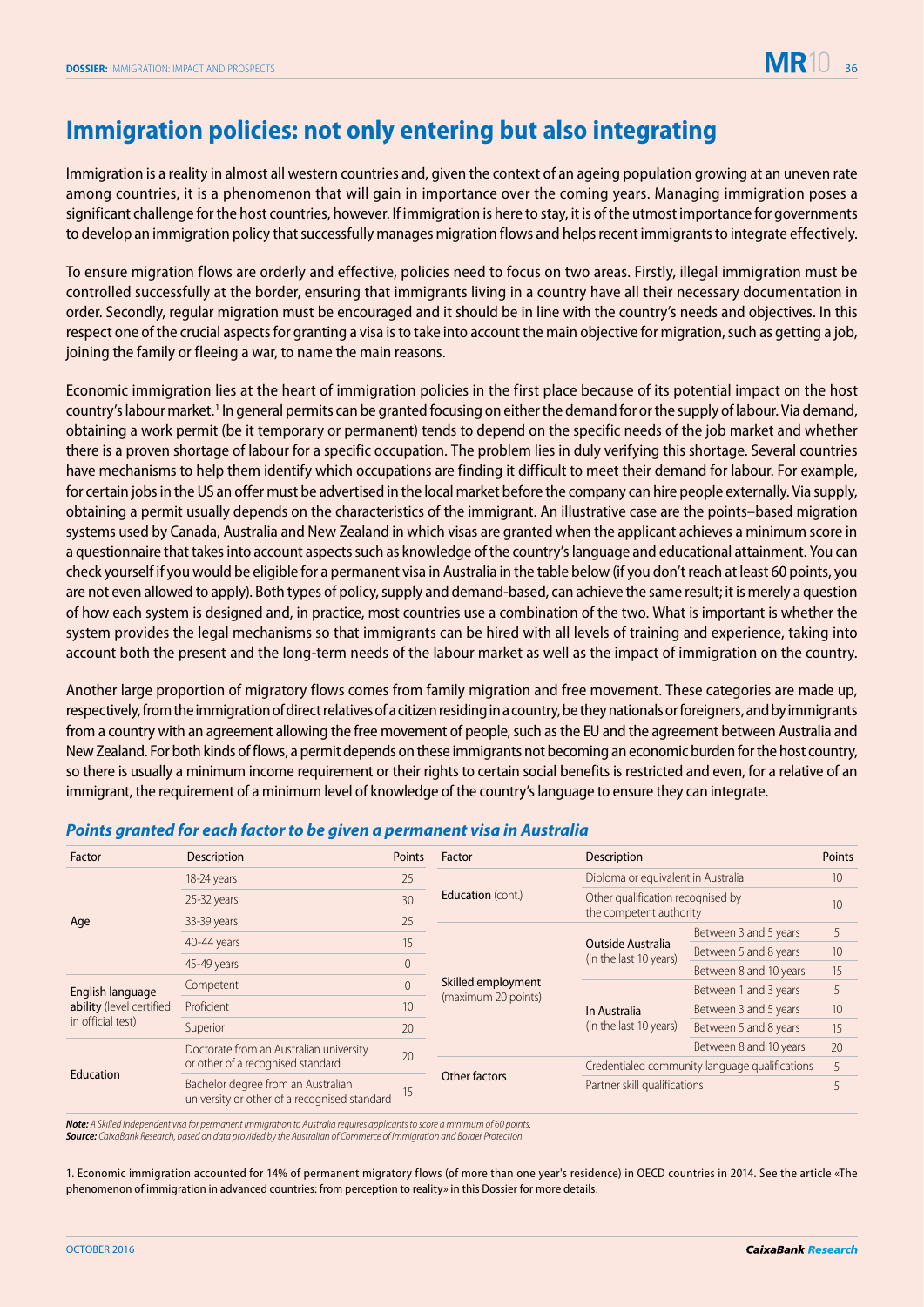# Immigration policies: not only entering but also integrating

Immigration is a reality in almost all western countries and, given the context of an ageing population growing at an uneven rate among countries, it is a phenomenon that will gain in importance over the coming years. Managing immigration poses a significant challenge for the host countries, however. If immigration is here to stay, it is of the utmost importance for governments to develop an immigration policy that successfully manages migration flows and helps recent immigrants to integrate effectively.

To ensure migration flows are orderly and effective, policies need to focus on two areas. Firstly, illegal immigration must be controlled successfully at the border, ensuring that immigrants living in a country have all their necessary documentation in order. Secondly, regular migration must be encouraged and it should be in line with the country's needs and objectives. In this respect one of the crucial aspects for granting a visa is to take into account the main objective for migration, such as getting a job, joining the family or fleeing a war, to name the main reasons.

Economic immigration lies at the heart of immigration policies in the first place because of its potential impact on the host country's labour market.[1] In general permits can be granted focusing on either the demand for or the supply of labour. Via demand, obtaining a work permit (be it temporary or permanent) tends to depend on the specific needs of the job market and whether there is a proven shortage of labour for a specific occupation. The problem lies in duly verifying this shortage. Several countries have mechanisms to help them identify which occupations are finding it difficult to meet their demand for labour. For example, for certain jobs in the US an offer must be advertised in the local market before the company can hire people externally. Via supply, obtaining a permit usually depends on the characteristics of the immigrant. An illustrative case are the points–based migration systems used by Canada, Australia and New Zealand in which visas are granted when the applicant achieves a minimum score in a questionnaire that takes into account aspects such as knowledge of the country's language and educational attainment. You can check yourself if you would be eligible for a permanent visa in Australia in the table below (if you don't reach at least 60 points, you are not even allowed to apply). Both types of policy, supply and demand-based, can achieve the same result; it is merely a question of how each system is designed and, in practice, most countries use a combination of the two. What is important is whether the system provides the legal mechanisms so that immigrants can be hired with all levels of training and experience, taking into account both the present and the long-term needs of the labour market as well as the impact of immigration on the country.

Another large proportion of migratory flows comes from family migration and free movement. These categories are made up, respectively, from the immigration of direct relatives of a citizen residing in a country, be they nationals or foreigners, and by immigrants from a country with an agreement allowing the free movement of people, such as the EU and the agreement between Australia and New Zealand. For both kinds of flows, a permit depends on these immigrants not becoming an economic burden for the host country, so there is usually a minimum income requirement or their rights to certain social benefits is restricted and even, for a relative of an immigrant, the requirement of a minimum level of knowledge of the country's language to ensure they can integrate.

***Points granted for each factor to be given a permanent visa in Australia***

| Factor | Description | | Points |
|---|---|---|---|
| Age | 18-24 years | | 25 |
| | 25-32 years | | 30 |
| | 33-39 years | | 25 |
| | 40-44 years | | 15 |
| | 45-49 years | | 0 |
| English language ability (level certified in official test) | Competent | | 0 |
| | Proficient | | 10 |
| | Superior | | 20 |
| Education | Doctorate from an Australian university or other of a recognised standard | | 20 |
| | Bachelor degree from an Australian university or other of a recognised standard | | 15 |
| Education (cont.) | Diploma or equivalent in Australia | | 10 |
| | Other qualification recognised by the competent authority | | 10 |
| Skilled employment (maximum 20 points) | Outside Australia (in the last 10 years) | Between 3 and 5 years | 5 |
| | | Between 5 and 8 years | 10 |
| | | Between 8 and 10 years | 15 |
| | In Australia (in the last 10 years) | Between 1 and 3 years | 5 |
| | | Between 3 and 5 years | 10 |
| | | Between 5 and 8 years | 15 |
| | | Between 8 and 10 years | 20 |
| Other factors | Credentialed community language qualifications | | 5 |
| | Partner skill qualifications | | 5 |

***Note:*** *A Skilled Independent visa for permanent immigration to Australia requires applicants to score a minimum of 60 points.*
***Source:*** *CaixaBank Research, based on data provided by the Australian of Commerce of Immigration and Border Protection.*

1. Economic immigration accounted for 14% of permanent migratory flows (of more than one year's residence) in OECD countries in 2014. See the article «The phenomenon of immigration in advanced countries: from perception to reality» in this Dossier for more details.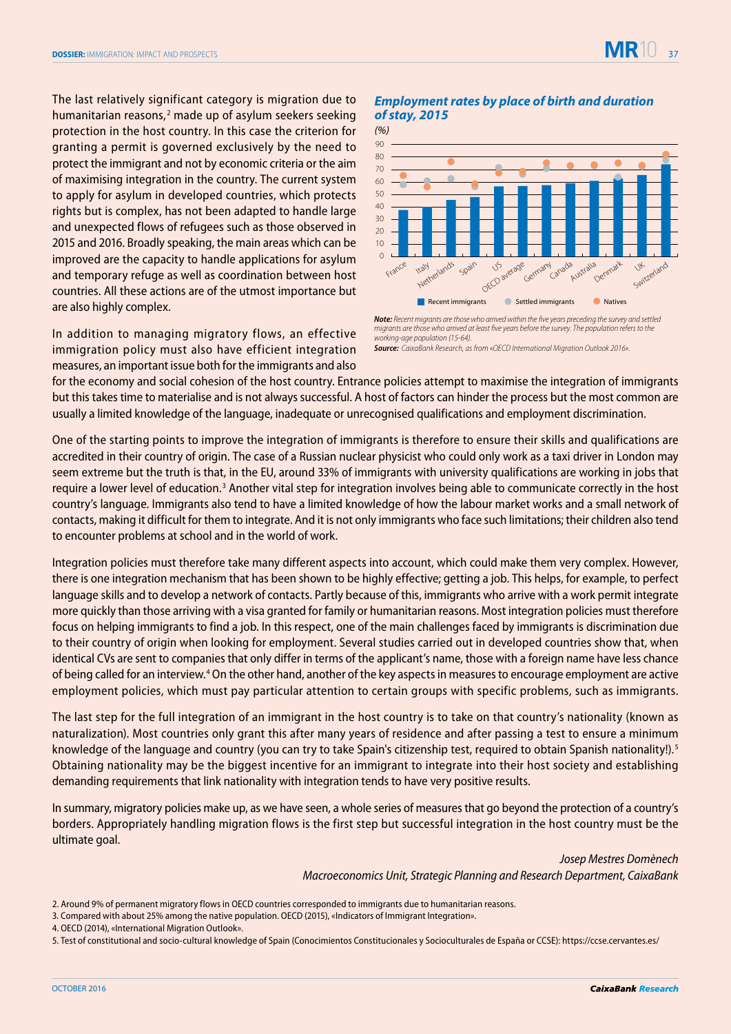The last relatively significant category is migration due to humanitarian reasons,[2] made up of asylum seekers seeking protection in the host country. In this case the criterion for granting a permit is governed exclusively by the need to protect the immigrant and not by economic criteria or the aim of maximising integration in the country. The current system to apply for asylum in developed countries, which protects rights but is complex, has not been adapted to handle large and unexpected flows of refugees such as those observed in 2015 and 2016. Broadly speaking, the main areas which can be improved are the capacity to handle applications for asylum and temporary refuge as well as coordination between host countries. All these actions are of the utmost importance but are also highly complex.

***Employment rates by place of birth and duration of stay, 2015***

*(%)*

90
80
70
60
50
40
30
20
10
0

France, Italy, Netherlands, Spain, US, OECD average, Germany, Canada, Australia, Denmark, UK, Switzerland

Recent immigrants · Settled immigrants · Natives

***Note:*** *Recent migrants are those who arrived within the five years preceding the survey and settled migrants are those who arrived at least five years before the survey. The population refers to the working-age population (15-64).*
***Source:*** *CaixaBank Research, as from «OECD International Migration Outlook 2016».*

In addition to managing migratory flows, an effective immigration policy must also have efficient integration measures, an important issue both for the immigrants and also for the economy and social cohesion of the host country. Entrance policies attempt to maximise the integration of immigrants but this takes time to materialise and is not always successful. A host of factors can hinder the process but the most common are usually a limited knowledge of the language, inadequate or unrecognised qualifications and employment discrimination.

One of the starting points to improve the integration of immigrants is therefore to ensure their skills and qualifications are accredited in their country of origin. The case of a Russian nuclear physicist who could only work as a taxi driver in London may seem extreme but the truth is that, in the EU, around 33% of immigrants with university qualifications are working in jobs that require a lower level of education.[3] Another vital step for integration involves being able to communicate correctly in the host country's language. Immigrants also tend to have a limited knowledge of how the labour market works and a small network of contacts, making it difficult for them to integrate. And it is not only immigrants who face such limitations; their children also tend to encounter problems at school and in the world of work.

Integration policies must therefore take many different aspects into account, which could make them very complex. However, there is one integration mechanism that has been shown to be highly effective; getting a job. This helps, for example, to perfect language skills and to develop a network of contacts. Partly because of this, immigrants who arrive with a work permit integrate more quickly than those arriving with a visa granted for family or humanitarian reasons. Most integration policies must therefore focus on helping immigrants to find a job. In this respect, one of the main challenges faced by immigrants is discrimination due to their country of origin when looking for employment. Several studies carried out in developed countries show that, when identical CVs are sent to companies that only differ in terms of the applicant's name, those with a foreign name have less chance of being called for an interview.[4] On the other hand, another of the key aspects in measures to encourage employment are active employment policies, which must pay particular attention to certain groups with specific problems, such as immigrants.

The last step for the full integration of an immigrant in the host country is to take on that country's nationality (known as naturalization). Most countries only grant this after many years of residence and after passing a test to ensure a minimum knowledge of the language and country (you can try to take Spain's citizenship test, required to obtain Spanish nationality!).[5] Obtaining nationality may be the biggest incentive for an immigrant to integrate into their host society and establishing demanding requirements that link nationality with integration tends to have very positive results.

In summary, migratory policies make up, as we have seen, a whole series of measures that go beyond the protection of a country's borders. Appropriately handling migration flows is the first step but successful integration in the host country must be the ultimate goal.

*Josep Mestres Domènech*
*Macroeconomics Unit, Strategic Planning and Research Department, CaixaBank*

2. Around 9% of permanent migratory flows in OECD countries corresponded to immigrants due to humanitarian reasons.
3. Compared with about 25% among the native population. OECD (2015), «Indicators of Immigrant Integration».
4. OECD (2014), «International Migration Outlook».
5. Test of constitutional and socio-cultural knowledge of Spain (Conocimientos Constitucionales y Socioculturales de España or CCSE): https://ccse.cervantes.es/